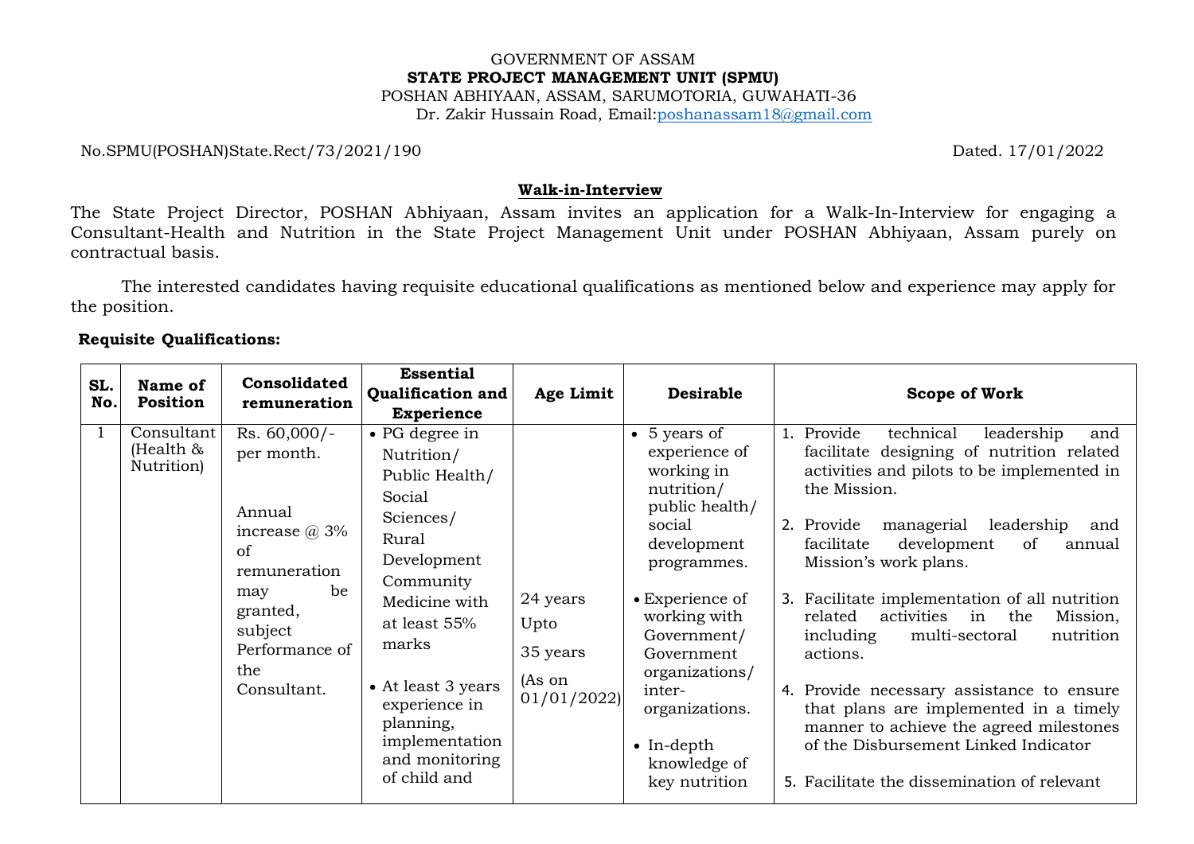GOVERNMENT OF ASSAM

**STATE PROJECT MANAGEMENT UNIT (SPMU)**

POSHAN ABHIYAAN, ASSAM, SARUMOTORIA, GUWAHATI-36

Dr. Zakir Hussain Road, Email:poshanassam18@gmail.com

No.SPMU(POSHAN)State.Rect/73/2021/190 Dated. 17/01/2022

## Walk-in-Interview

The State Project Director, POSHAN Abhiyaan, Assam invites an application for a Walk-In-Interview for engaging a Consultant-Health and Nutrition in the State Project Management Unit under POSHAN Abhiyaan, Assam purely on contractual basis.

The interested candidates having requisite educational qualifications as mentioned below and experience may apply for the position.

**Requisite Qualifications:**

| SL. No. | Name of Position | Consolidated remuneration | Essential Qualification and Experience | Age Limit | Desirable | Scope of Work |
|---|---|---|---|---|---|---|
| 1 | Consultant (Health & Nutrition) | Rs. 60,000/- per month. Annual increase @ 3% of remuneration may be granted, subject Performance of the Consultant. | • PG degree in Nutrition/ Public Health/ Social Sciences/ Rural Development Community Medicine with at least 55% marks<br>• At least 3 years experience in planning, implementation and monitoring of child and | 24 years Upto 35 years (As on 01/01/2022) | • 5 years of experience of working in nutrition/ public health/ social development programmes.<br>• Experience of working with Government/ Government organizations/ inter-organizations.<br>• In-depth knowledge of key nutrition | 1. Provide technical leadership and facilitate designing of nutrition related activities and pilots to be implemented in the Mission.<br>2. Provide managerial leadership and facilitate development of annual Mission's work plans.<br>3. Facilitate implementation of all nutrition related activities in the Mission, including multi-sectoral nutrition actions.<br>4. Provide necessary assistance to ensure that plans are implemented in a timely manner to achieve the agreed milestones of the Disbursement Linked Indicator<br>5. Facilitate the dissemination of relevant |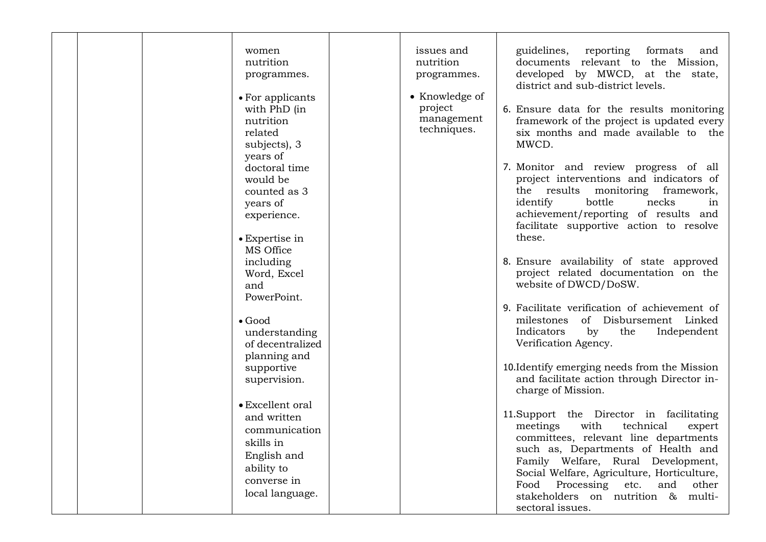|  |  |  |  |  |  |  |
|---|---|---|---|---|---|---|
|  |  |  | women nutrition programmes.<br><br>• For applicants with PhD (in nutrition related subjects), 3 years of doctoral time would be counted as 3 years of experience.<br><br>• Expertise in MS Office including Word, Excel and PowerPoint.<br><br>• Good understanding of decentralized planning and supportive supervision.<br><br>• Excellent oral and written communication skills in English and ability to converse in local language. |  | issues and nutrition programmes.<br><br>• Knowledge of project management techniques. | guidelines, reporting formats and documents relevant to the Mission, developed by MWCD, at the state, district and sub-district levels.<br><br>6. Ensure data for the results monitoring framework of the project is updated every six months and made available to the MWCD.<br><br>7. Monitor and review progress of all project interventions and indicators of the results monitoring framework, identify bottle necks in achievement/reporting of results and facilitate supportive action to resolve these.<br><br>8. Ensure availability of state approved project related documentation on the website of DWCD/DoSW.<br><br>9. Facilitate verification of achievement of milestones of Disbursement Linked Indicators by the Independent Verification Agency.<br><br>10. Identify emerging needs from the Mission and facilitate action through Director in-charge of Mission.<br><br>11. Support the Director in facilitating meetings with technical expert committees, relevant line departments such as, Departments of Health and Family Welfare, Rural Development, Social Welfare, Agriculture, Horticulture, Food Processing etc. and other stakeholders on nutrition & multi-sectoral issues. |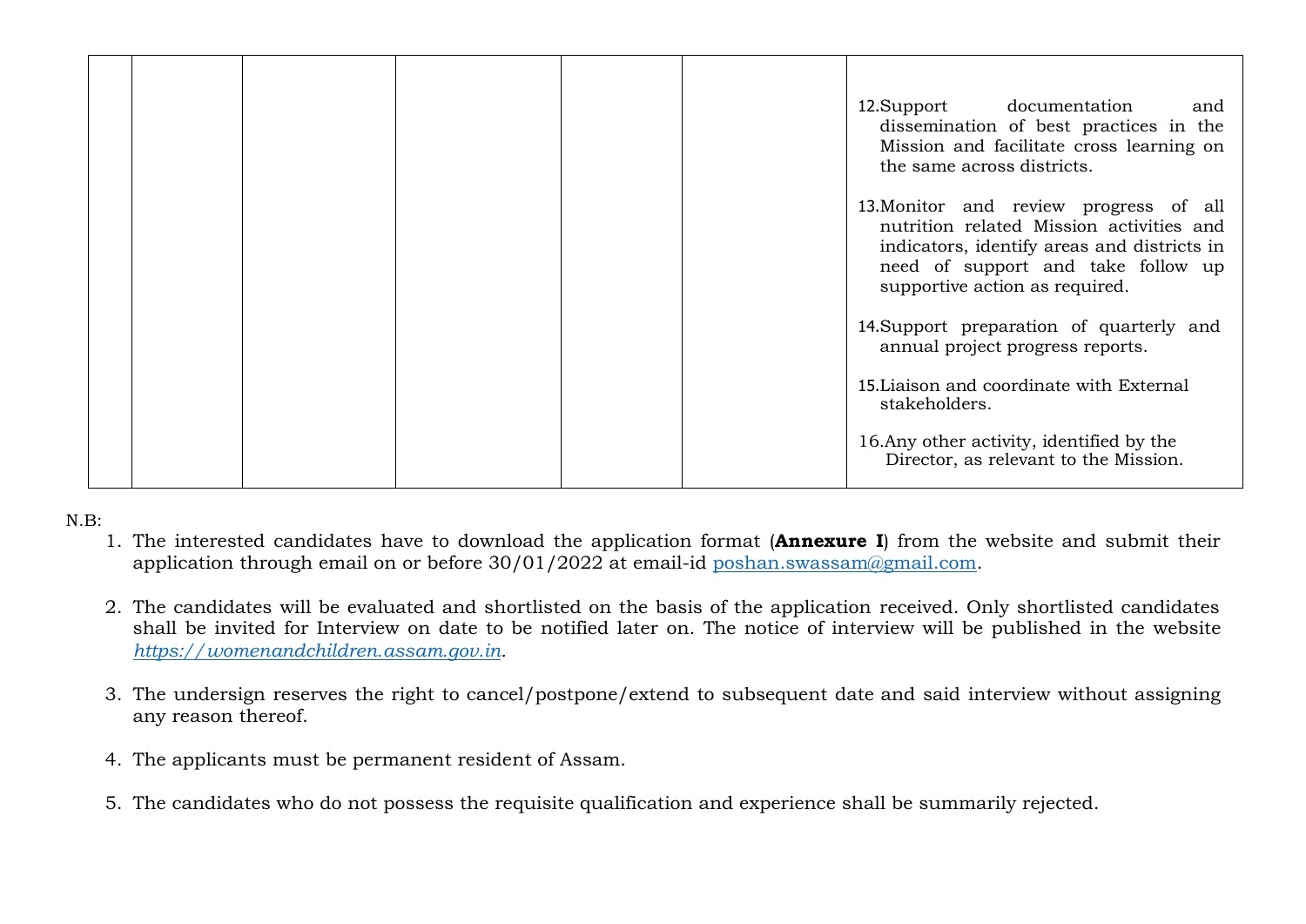|  |  |  |  |  |  |  |
|---|---|---|---|---|---|---|
|  |  |  |  |  |  | 12. Support documentation and dissemination of best practices in the Mission and facilitate cross learning on the same across districts.<br><br>13. Monitor and review progress of all nutrition related Mission activities and indicators, identify areas and districts in need of support and take follow up supportive action as required.<br><br>14. Support preparation of quarterly and annual project progress reports.<br><br>15. Liaison and coordinate with External stakeholders.<br><br>16. Any other activity, identified by the Director, as relevant to the Mission. |

N.B:

1. The interested candidates have to download the application format (**Annexure I**) from the website and submit their application through email on or before 30/01/2022 at email-id poshan.swassam@gmail.com.

2. The candidates will be evaluated and shortlisted on the basis of the application received. Only shortlisted candidates shall be invited for Interview on date to be notified later on. The notice of interview will be published in the website *https://womenandchildren.assam.gov.in*.

3. The undersign reserves the right to cancel/postpone/extend to subsequent date and said interview without assigning any reason thereof.

4. The applicants must be permanent resident of Assam.

5. The candidates who do not possess the requisite qualification and experience shall be summarily rejected.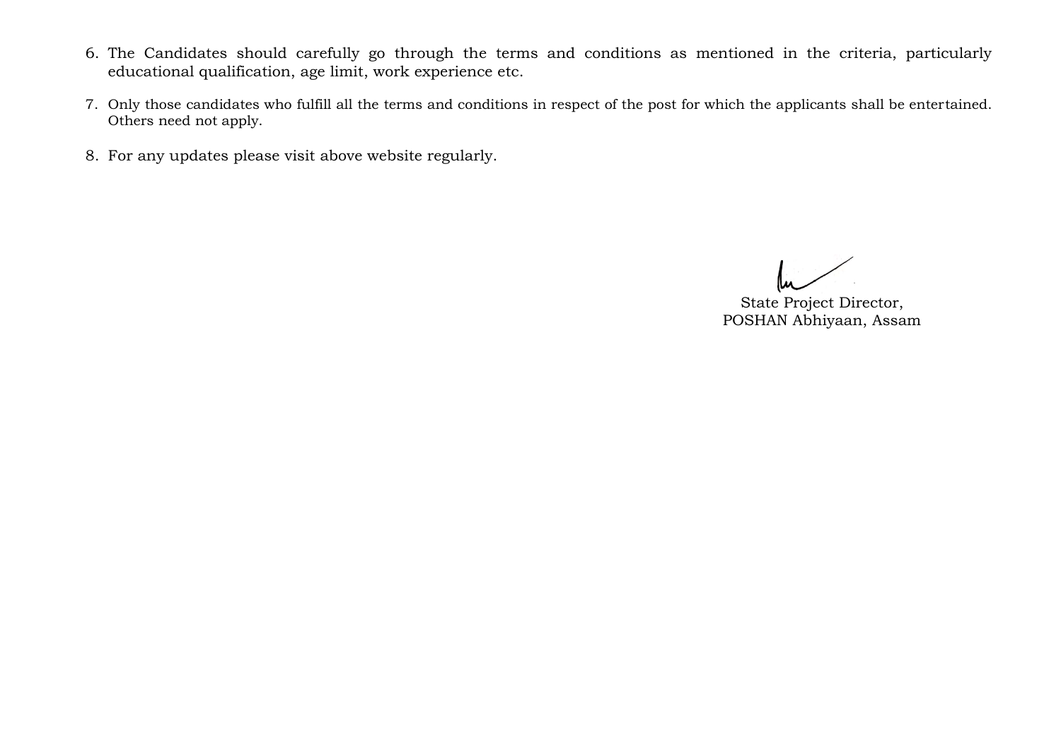6. The Candidates should carefully go through the terms and conditions as mentioned in the criteria, particularly educational qualification, age limit, work experience etc.

7. Only those candidates who fulfill all the terms and conditions in respect of the post for which the applicants shall be entertained. Others need not apply.

8. For any updates please visit above website regularly.

State Project Director,
POSHAN Abhiyaan, Assam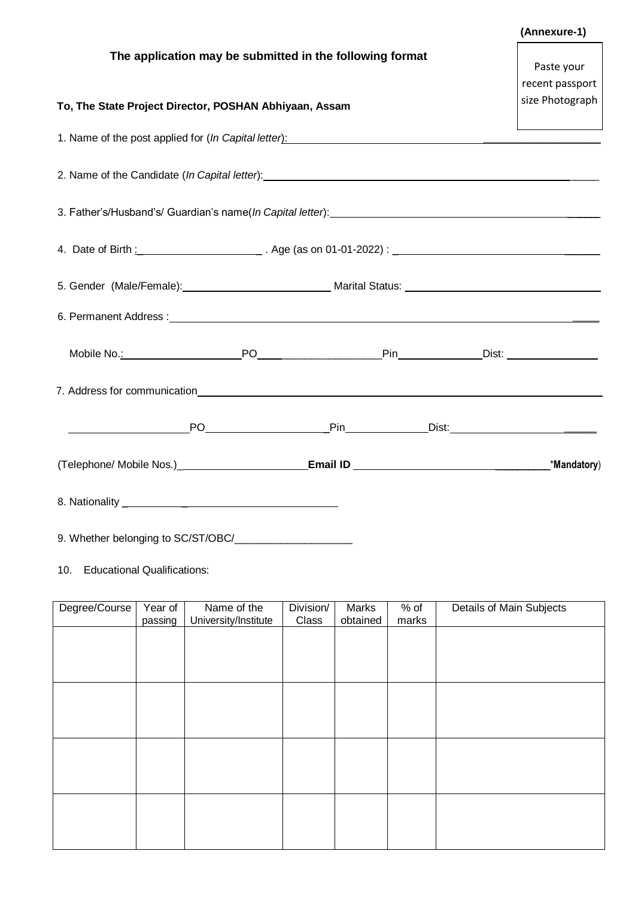**(Annexure-1)**

Paste your recent passport size Photograph

**The application may be submitted in the following format**

**To, The State Project Director, POSHAN Abhiyaan, Assam**

1. Name of the post applied for (*In Capital letter*): ____________________

2. Name of the Candidate (*In Capital letter*): ____________________

3. Father's/Husband's/ Guardian's name(*In Capital letter*): ____________________

4. Date of Birth : ____________________ . Age (as on 01-01-2022) : ____________________

5. Gender (Male/Female): ____________________ Marital Status: ____________________

6. Permanent Address : ____________________

   Mobile No.: ____________________ PO ____________________ Pin ____________ Dist: ____________

7. Address for communication ____________________

   ____________________ PO ____________________ Pin ____________ Dist: ____________________

(Telephone/ Mobile Nos.) ____________________ **Email ID** ____________________ ***Mandatory**)

8. Nationality ____________________

9. Whether belonging to SC/ST/OBC/____________________

10. Educational Qualifications:

| Degree/Course | Year of passing | Name of the University/Institute | Division/ Class | Marks obtained | % of marks | Details of Main Subjects |
|---|---|---|---|---|---|---|
| | | | | | | |
| | | | | | | |
| | | | | | | |
| | | | | | | |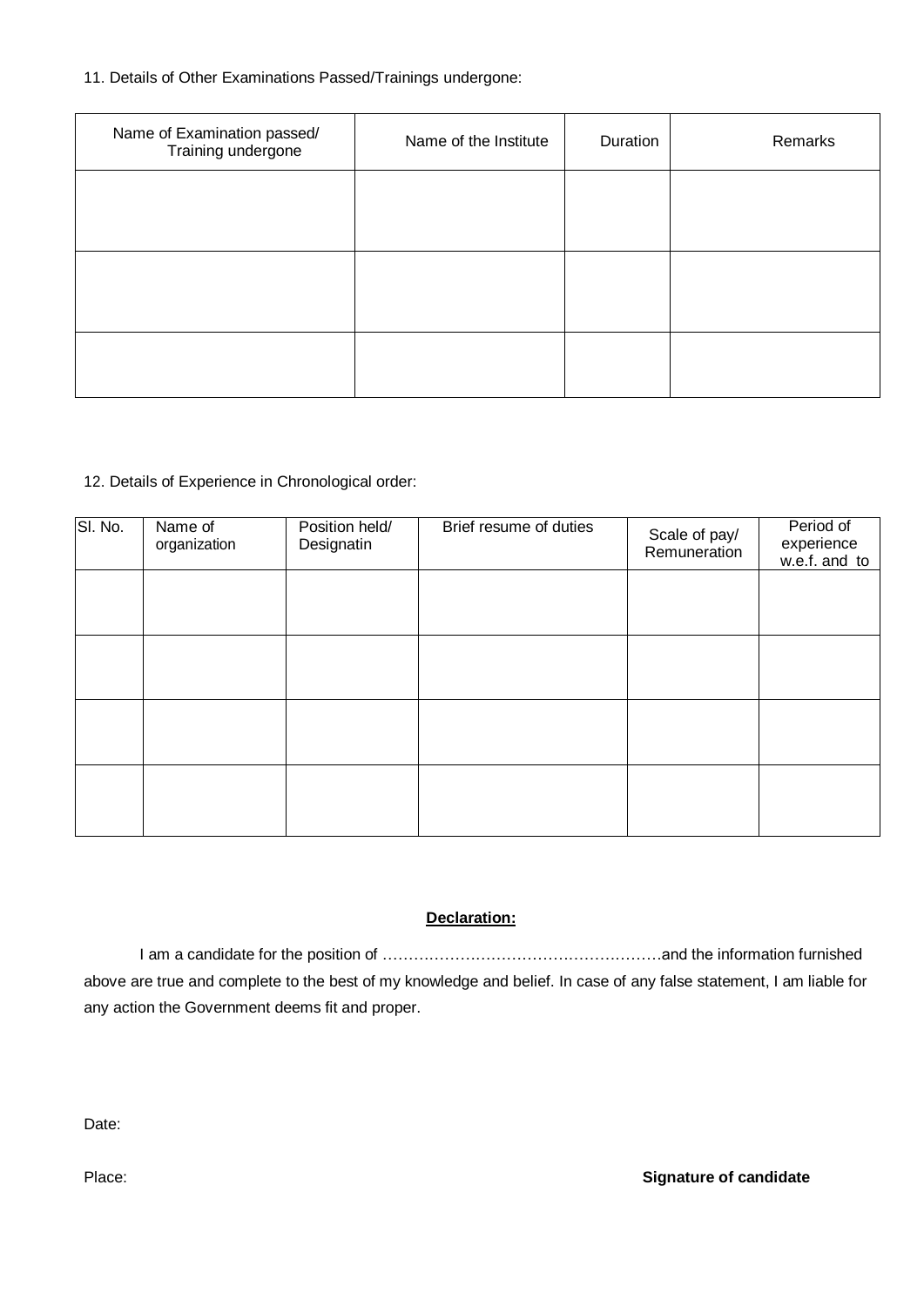11. Details of Other Examinations Passed/Trainings undergone:

| Name of Examination passed/ Training undergone | Name of the Institute | Duration | Remarks |
|---|---|---|---|
| | | | |
| | | | |
| | | | |

12. Details of Experience in Chronological order:

| Sl. No. | Name of organization | Position held/ Designatin | Brief resume of duties | Scale of pay/ Remuneration | Period of experience w.e.f. and to |
|---|---|---|---|---|---|
| | | | | | |
| | | | | | |
| | | | | | |
| | | | | | |

**Declaration:**

I am a candidate for the position of ………………………………………………and the information furnished above are true and complete to the best of my knowledge and belief. In case of any false statement, I am liable for any action the Government deems fit and proper.

Date:

Place: **Signature of candidate**